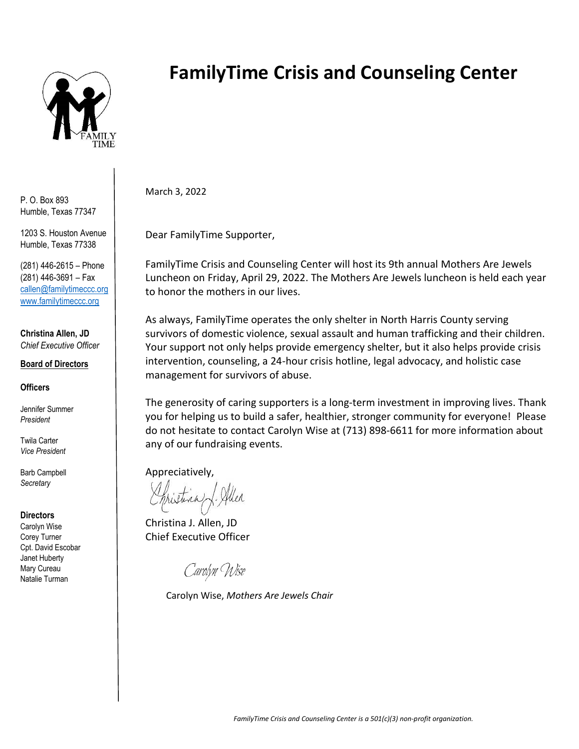# FamilyTime Crisis and Counseling Center

P. O. Box 893
Humble, Texas 77347

1203 S. Houston Avenue
Humble, Texas 77338

(281) 446-2615 – Phone
(281) 446-3691 – Fax
callen@familytimeccc.org
www.familytimeccc.org

**Christina Allen, JD**
*Chief Executive Officer*

**Board of Directors**

**Officers**

Jennifer Summer
*President*

Twila Carter
*Vice President*

Barb Campbell
*Secretary*

**Directors**
Carolyn Wise
Corey Turner
Cpt. David Escobar
Janet Huberty
Mary Cureau
Natalie Turman

March 3, 2022

Dear FamilyTime Supporter,

FamilyTime Crisis and Counseling Center will host its 9th annual Mothers Are Jewels Luncheon on Friday, April 29, 2022. The Mothers Are Jewels luncheon is held each year to honor the mothers in our lives.

As always, FamilyTime operates the only shelter in North Harris County serving survivors of domestic violence, sexual assault and human trafficking and their children. Your support not only helps provide emergency shelter, but it also helps provide crisis intervention, counseling, a 24-hour crisis hotline, legal advocacy, and holistic case management for survivors of abuse.

The generosity of caring supporters is a long-term investment in improving lives. Thank you for helping us to build a safer, healthier, stronger community for everyone! Please do not hesitate to contact Carolyn Wise at (713) 898-6611 for more information about any of our fundraising events.

Appreciatively,

Christina J. Allen

Christina J. Allen, JD
Chief Executive Officer

Carolyn Wise

Carolyn Wise, *Mothers Are Jewels Chair*

*FamilyTime Crisis and Counseling Center is a 501(c)(3) non-profit organization.*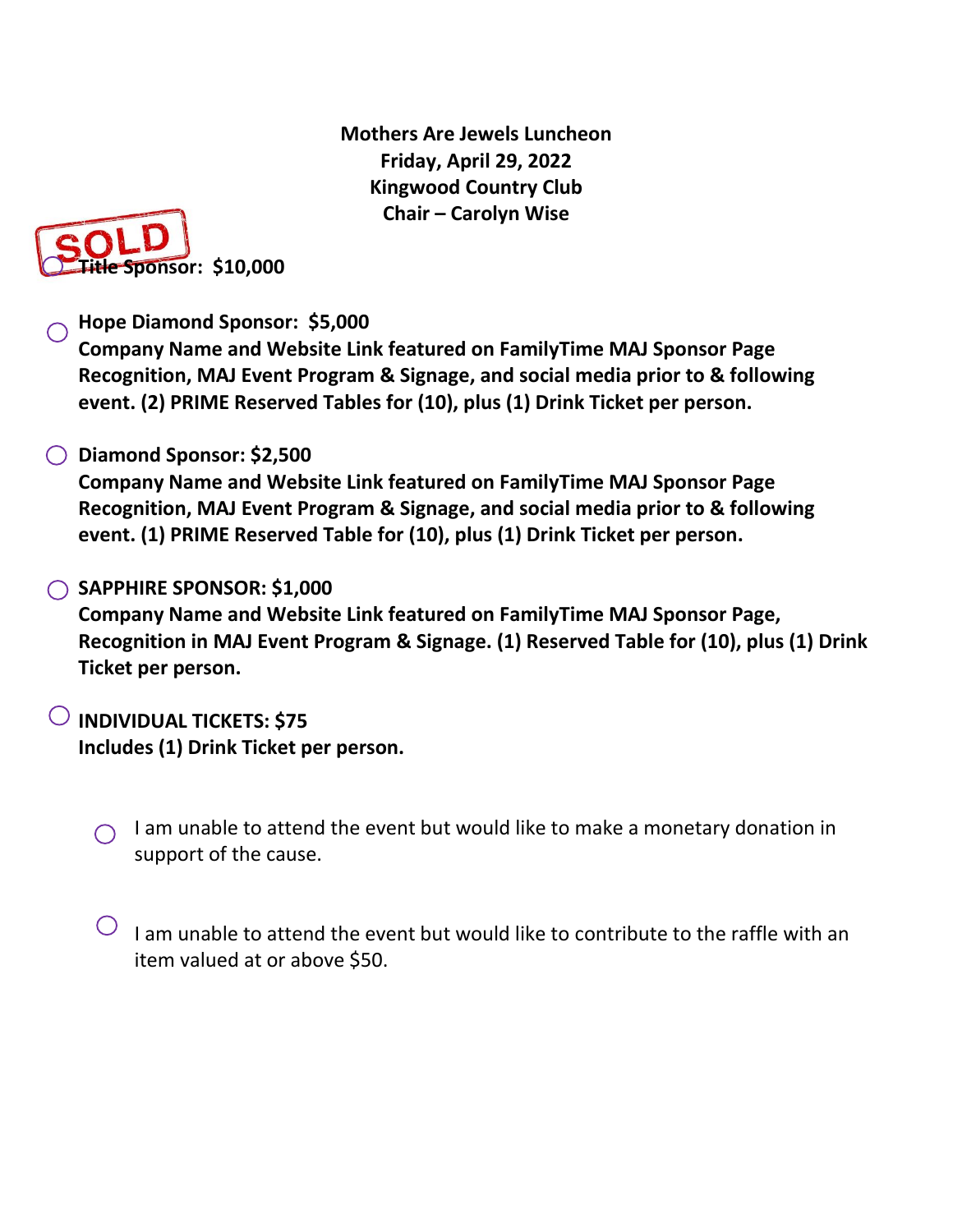**Mothers Are Jewels Luncheon**
**Friday, April 29, 2022**
**Kingwood Country Club**
**Chair – Carolyn Wise**

- SOLD ~~**Title Sponsor: $10,000**~~

- **Hope Diamond Sponsor: $5,000**
  **Company Name and Website Link featured on FamilyTime MAJ Sponsor Page Recognition, MAJ Event Program & Signage, and social media prior to & following event. (2) PRIME Reserved Tables for (10), plus (1) Drink Ticket per person.**

- **Diamond Sponsor: $2,500**
  **Company Name and Website Link featured on FamilyTime MAJ Sponsor Page Recognition, MAJ Event Program & Signage, and social media prior to & following event. (1) PRIME Reserved Table for (10), plus (1) Drink Ticket per person.**

- **SAPPHIRE SPONSOR: $1,000**
  **Company Name and Website Link featured on FamilyTime MAJ Sponsor Page, Recognition in MAJ Event Program & Signage. (1) Reserved Table for (10), plus (1) Drink Ticket per person.**

- **INDIVIDUAL TICKETS: $75**
  **Includes (1) Drink Ticket per person.**

  - I am unable to attend the event but would like to make a monetary donation in support of the cause.

  - I am unable to attend the event but would like to contribute to the raffle with an item valued at or above $50.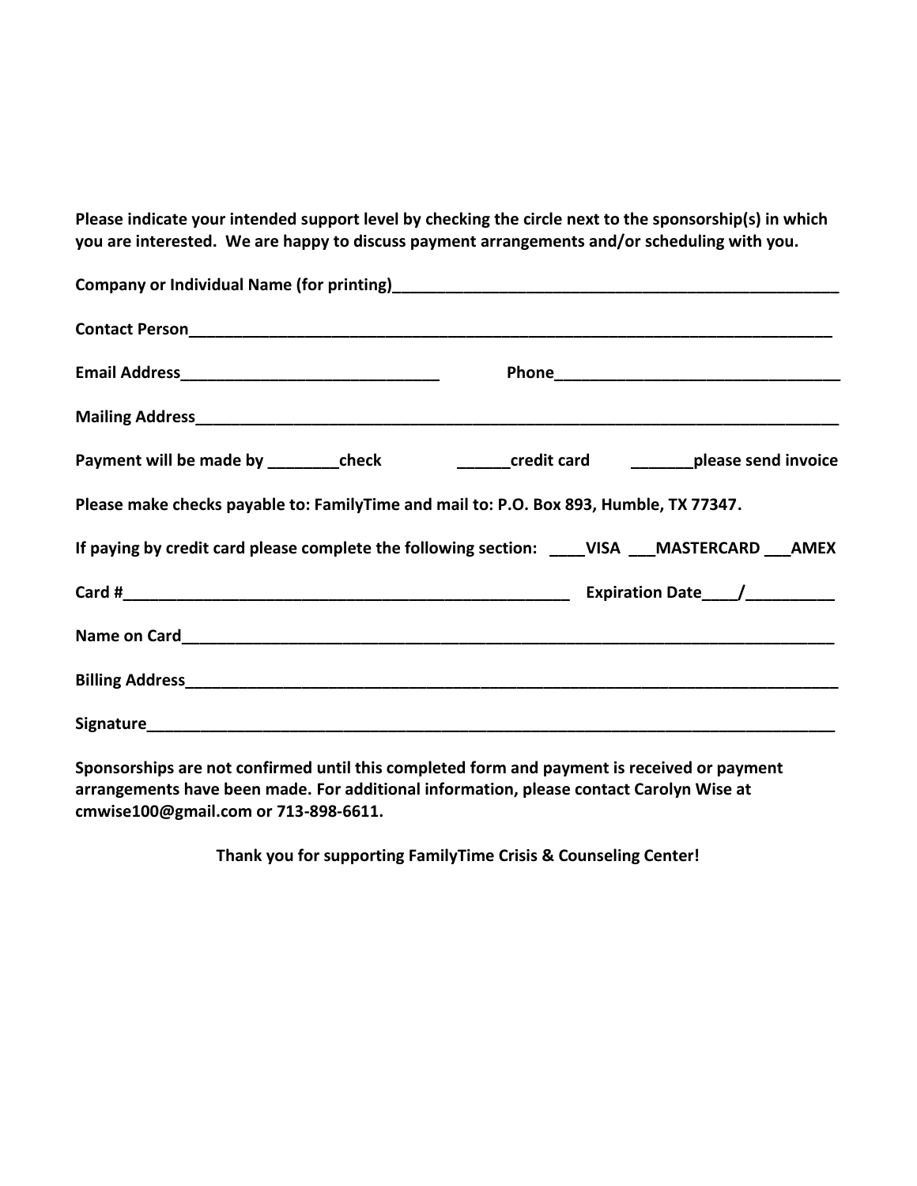**Please indicate your intended support level by checking the circle next to the sponsorship(s) in which you are interested. We are happy to discuss payment arrangements and/or scheduling with you.**

**Company or Individual Name (for printing)______________________________________________________**

**Contact Person____________________________________________________________________________**

**Email Address______________________________ Phone_________________________________**

**Mailing Address___________________________________________________________________________**

**Payment will be made by ________check ______credit card _______please send invoice**

**Please make checks payable to: FamilyTime and mail to: P.O. Box 893, Humble, TX 77347.**

**If paying by credit card please complete the following section: ____VISA ___MASTERCARD ___AMEX**

**Card #__________________________________________________ Expiration Date____/__________**

**Name on Card____________________________________________________________________________**

**Billing Address___________________________________________________________________________**

**Signature________________________________________________________________________________**

**Sponsorships are not confirmed until this completed form and payment is received or payment arrangements have been made. For additional information, please contact Carolyn Wise at cmwise100@gmail.com or 713-898-6611.**

**Thank you for supporting FamilyTime Crisis & Counseling Center!**